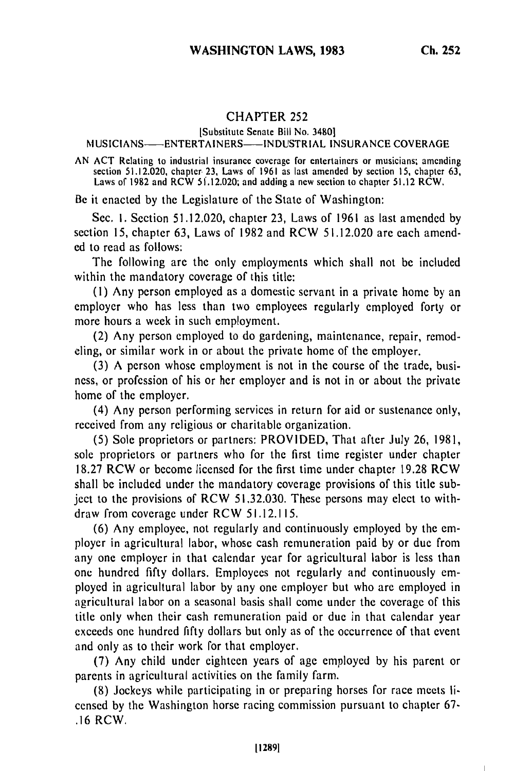## CHAPTER 252

[Substitute Senate Bill No. 3480]

MUSICIANS——ENTERTAINERS——INDUSTRIAL INSURANCE COVERAGE

AN ACT Relating to industrial insurance coverage for entertainers or musicians; amending section 51.12.020, chapter 23, Laws of 1961 as last amended by section 15, chapter 63, Laws of 1982 and RCW 51.12.020; and adding a new section to chapter 51.12 RCW.

Be it enacted by the Legislature of the State of Washington:

Sec. 1. Section 51.12.020, chapter 23, Laws of 1961 as last amended by section 15, chapter 63, Laws of 1982 and RCW 51.12.020 are each amended to read as follows:

The following are the only employments which shall not be included within the mandatory coverage of this title:

(1) Any person employed as a domestic servant in a private home by an employer who has less than two employees regularly employed forty or more hours a week in such employment.

(2) Any person employed to do gardening, maintenance, repair, remodeling, or similar work in or about the private home of the employer.

(3) A person whose employment is not in the course of the trade, business, or profession of his or her employer and is not in or about the private home of the employer.

(4) Any person performing services in return for aid or sustenance only, received from any religious or charitable organization.

(5) Sole proprietors or partners: PROVIDED, That after July 26, 1981, sole proprietors or partners who for the first time register under chapter 18.27 RCW or become licensed for the first time under chapter 19.28 RCW shall be included under the mandatory coverage provisions of this title subject to the provisions of RCW 51.32.030. These persons may elect to withdraw from coverage under RCW 51.12.115.

(6) Any employee, not regularly and continuously employed by the employer in agricultural labor, whose cash remuneration paid by or due from any one employer in that calendar year for agricultural labor is less than one hundred fifty dollars. Employees not regularly and continuously employed in agricultural labor by any one employer but who are employed in agricultural labor on a seasonal basis shall come under the coverage of this title only when their cash remuneration paid or due in that calendar year exceeds one hundred fifty dollars but only as of the occurrence of that event and only as to their work for that employer.

(7) Any child under eighteen years of age employed by his parent or parents in agricultural activities on the family farm.

(8) Jockeys while participating in or preparing horses for race meets licensed by the Washington horse racing commission pursuant to chapter 67.16 RCW.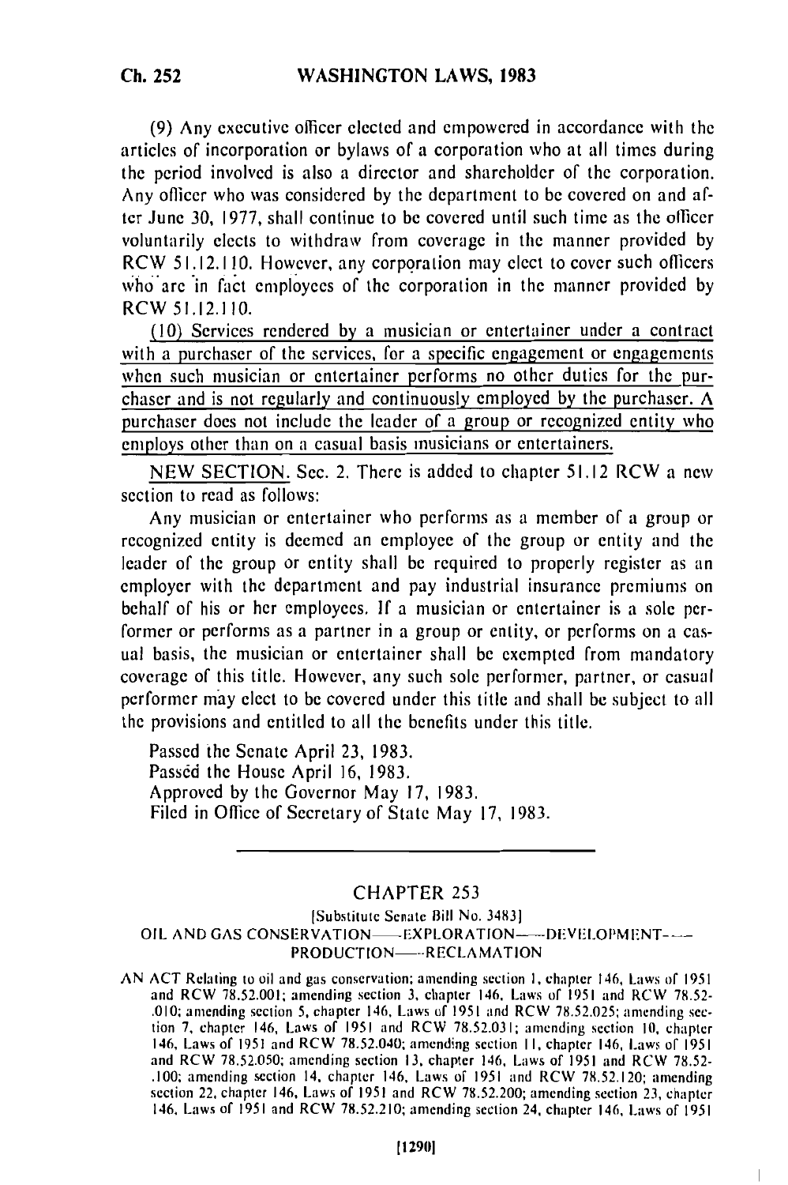(9) Any executive officer elected and empowered in accordance with the articles of incorporation or bylaws of a corporation who at all times during the period involved is also a director and shareholder of the corporation. Any officer who was considered by the department to be covered on and after June 30, 1977, shall continue to be covered until such time as the officer voluntarily elects to withdraw from coverage in the manner provided by RCW 51.12.110. However, any corporation may elect to cover such officers who are in fact employees of the corporation in the manner provided by RCW 51.12.110.

(10) Services rendered by a musician or entertainer under a contract with a purchaser of the services, for a specific engagement or engagements when such musician or entertainer performs no other duties for the purchaser and is not regularly and continuously employed by the purchaser. A purchaser does not include the leader of a group or recognized entity who employs other than on a casual basis musicians or entertainers.

NEW SECTION. Sec. 2. There is added to chapter 51.12 RCW a new section to read as follows:

Any musician or entertainer who performs as a member of a group or recognized entity is deemed an employee of the group or entity and the leader of the group or entity shall be required to properly register as an employer with the department and pay industrial insurance premiums on behalf of his or her employees. If a musician or entertainer is a sole performer or performs as a partner in a group or entity, or performs on a casual basis, the musician or entertainer shall be exempted from mandatory coverage of this title. However, any such sole performer, partner, or casual performer may elect to be covered under this title and shall be subject to all the provisions and entitled to all the benefits under this title.

Passed the Senate April 23, 1983.
Passed the House April 16, 1983.
Approved by the Governor May 17, 1983.
Filed in Office of Secretary of State May 17, 1983.

---

## CHAPTER 253

[Substitute Senate Bill No. 3483]

OIL AND GAS CONSERVATION—EXPLORATION—DEVELOPMENT—PRODUCTION—RECLAMATION

AN ACT Relating to oil and gas conservation; amending section 1, chapter 146, Laws of 1951 and RCW 78.52.001; amending section 3, chapter 146, Laws of 1951 and RCW 78.52.010; amending section 5, chapter 146, Laws of 1951 and RCW 78.52.025; amending section 7, chapter 146, Laws of 1951 and RCW 78.52.031; amending section 10, chapter 146, Laws of 1951 and RCW 78.52.040; amending section 11, chapter 146, Laws of 1951 and RCW 78.52.050; amending section 13, chapter 146, Laws of 1951 and RCW 78.52.100; amending section 14, chapter 146, Laws of 1951 and RCW 78.52.120; amending section 22, chapter 146, Laws of 1951 and RCW 78.52.200; amending section 23, chapter 146, Laws of 1951 and RCW 78.52.210; amending section 24, chapter 146, Laws of 1951